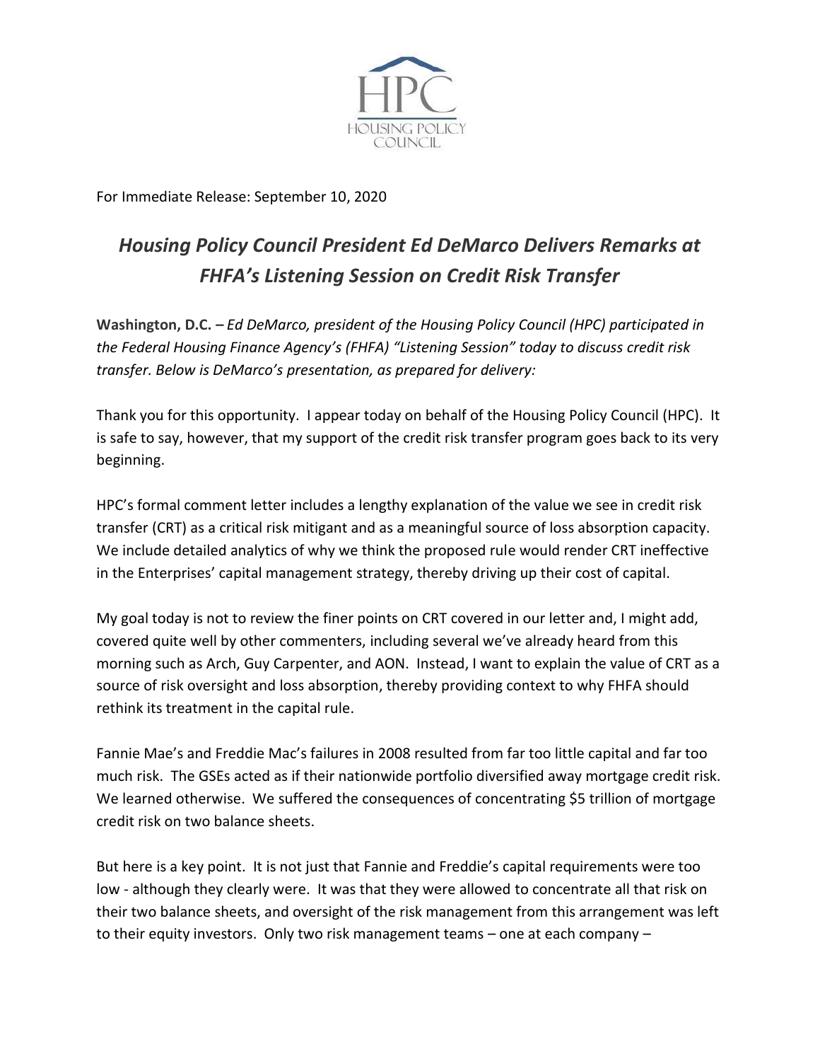HPC
HOUSING POLICY
COUNCIL

For Immediate Release: September 10, 2020

# *Housing Policy Council President Ed DeMarco Delivers Remarks at FHFA's Listening Session on Credit Risk Transfer*

**Washington, D.C. –** *Ed DeMarco, president of the Housing Policy Council (HPC) participated in the Federal Housing Finance Agency's (FHFA) "Listening Session" today to discuss credit risk transfer. Below is DeMarco's presentation, as prepared for delivery:*

Thank you for this opportunity. I appear today on behalf of the Housing Policy Council (HPC). It is safe to say, however, that my support of the credit risk transfer program goes back to its very beginning.

HPC's formal comment letter includes a lengthy explanation of the value we see in credit risk transfer (CRT) as a critical risk mitigant and as a meaningful source of loss absorption capacity. We include detailed analytics of why we think the proposed rule would render CRT ineffective in the Enterprises' capital management strategy, thereby driving up their cost of capital.

My goal today is not to review the finer points on CRT covered in our letter and, I might add, covered quite well by other commenters, including several we've already heard from this morning such as Arch, Guy Carpenter, and AON. Instead, I want to explain the value of CRT as a source of risk oversight and loss absorption, thereby providing context to why FHFA should rethink its treatment in the capital rule.

Fannie Mae's and Freddie Mac's failures in 2008 resulted from far too little capital and far too much risk. The GSEs acted as if their nationwide portfolio diversified away mortgage credit risk. We learned otherwise. We suffered the consequences of concentrating $5 trillion of mortgage credit risk on two balance sheets.

But here is a key point. It is not just that Fannie and Freddie's capital requirements were too low - although they clearly were. It was that they were allowed to concentrate all that risk on their two balance sheets, and oversight of the risk management from this arrangement was left to their equity investors. Only two risk management teams – one at each company –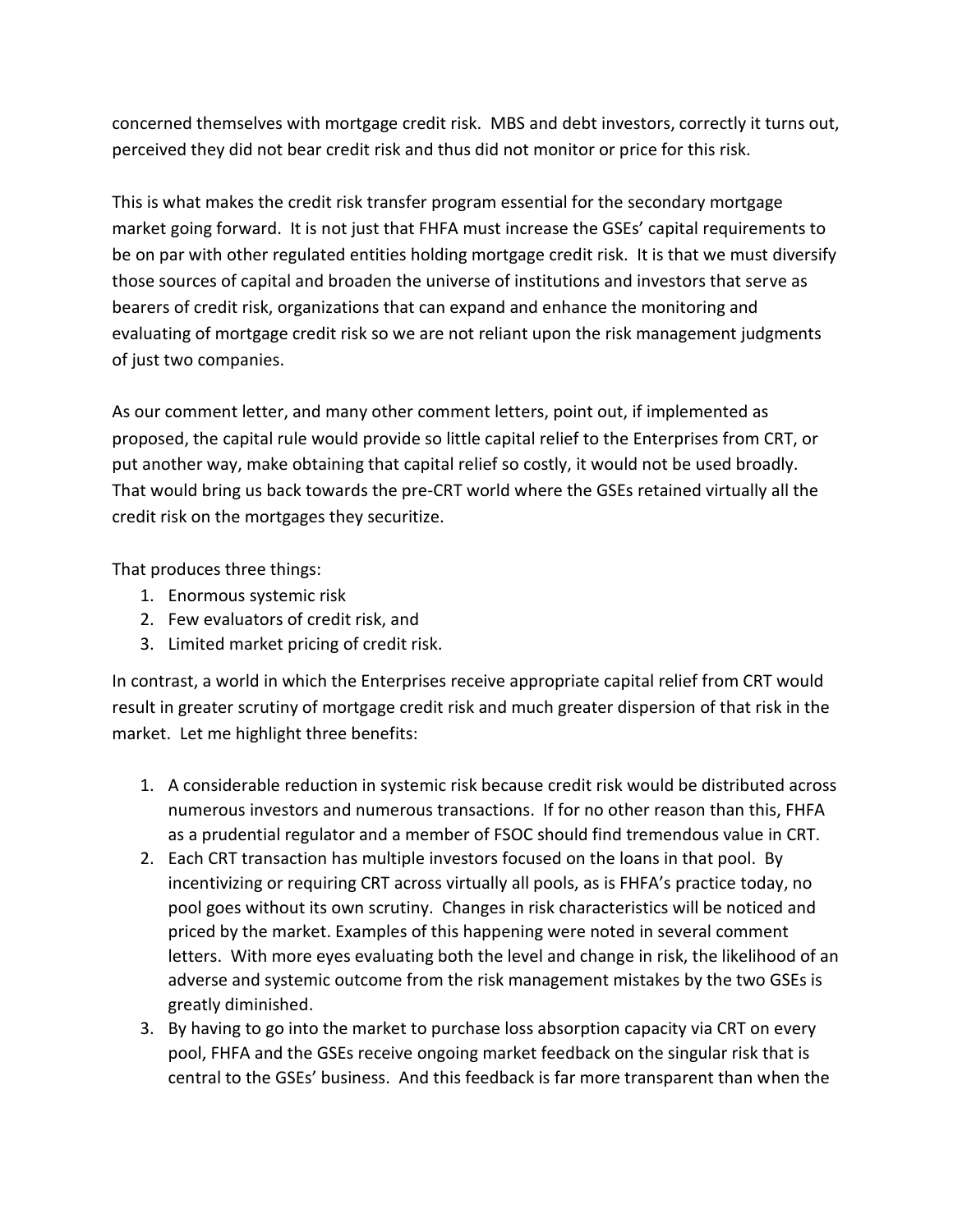concerned themselves with mortgage credit risk. MBS and debt investors, correctly it turns out, perceived they did not bear credit risk and thus did not monitor or price for this risk.

This is what makes the credit risk transfer program essential for the secondary mortgage market going forward. It is not just that FHFA must increase the GSEs' capital requirements to be on par with other regulated entities holding mortgage credit risk. It is that we must diversify those sources of capital and broaden the universe of institutions and investors that serve as bearers of credit risk, organizations that can expand and enhance the monitoring and evaluating of mortgage credit risk so we are not reliant upon the risk management judgments of just two companies.

As our comment letter, and many other comment letters, point out, if implemented as proposed, the capital rule would provide so little capital relief to the Enterprises from CRT, or put another way, make obtaining that capital relief so costly, it would not be used broadly. That would bring us back towards the pre-CRT world where the GSEs retained virtually all the credit risk on the mortgages they securitize.

That produces three things:

1. Enormous systemic risk
2. Few evaluators of credit risk, and
3. Limited market pricing of credit risk.

In contrast, a world in which the Enterprises receive appropriate capital relief from CRT would result in greater scrutiny of mortgage credit risk and much greater dispersion of that risk in the market. Let me highlight three benefits:

1. A considerable reduction in systemic risk because credit risk would be distributed across numerous investors and numerous transactions. If for no other reason than this, FHFA as a prudential regulator and a member of FSOC should find tremendous value in CRT.
2. Each CRT transaction has multiple investors focused on the loans in that pool. By incentivizing or requiring CRT across virtually all pools, as is FHFA's practice today, no pool goes without its own scrutiny. Changes in risk characteristics will be noticed and priced by the market. Examples of this happening were noted in several comment letters. With more eyes evaluating both the level and change in risk, the likelihood of an adverse and systemic outcome from the risk management mistakes by the two GSEs is greatly diminished.
3. By having to go into the market to purchase loss absorption capacity via CRT on every pool, FHFA and the GSEs receive ongoing market feedback on the singular risk that is central to the GSEs' business. And this feedback is far more transparent than when the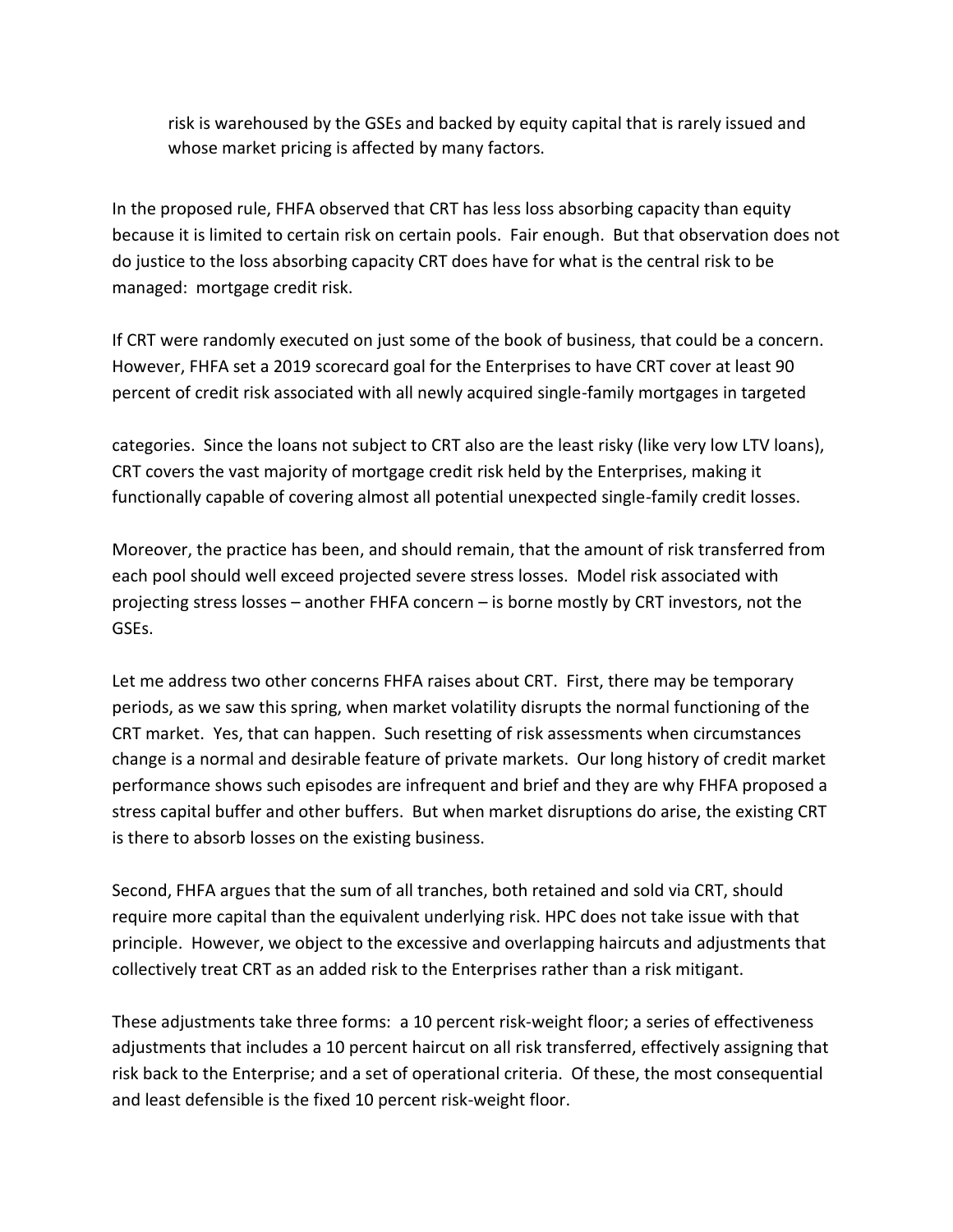risk is warehoused by the GSEs and backed by equity capital that is rarely issued and whose market pricing is affected by many factors.

In the proposed rule, FHFA observed that CRT has less loss absorbing capacity than equity because it is limited to certain risk on certain pools. Fair enough. But that observation does not do justice to the loss absorbing capacity CRT does have for what is the central risk to be managed: mortgage credit risk.

If CRT were randomly executed on just some of the book of business, that could be a concern. However, FHFA set a 2019 scorecard goal for the Enterprises to have CRT cover at least 90 percent of credit risk associated with all newly acquired single-family mortgages in targeted categories. Since the loans not subject to CRT also are the least risky (like very low LTV loans), CRT covers the vast majority of mortgage credit risk held by the Enterprises, making it functionally capable of covering almost all potential unexpected single-family credit losses.

Moreover, the practice has been, and should remain, that the amount of risk transferred from each pool should well exceed projected severe stress losses. Model risk associated with projecting stress losses – another FHFA concern – is borne mostly by CRT investors, not the GSEs.

Let me address two other concerns FHFA raises about CRT. First, there may be temporary periods, as we saw this spring, when market volatility disrupts the normal functioning of the CRT market. Yes, that can happen. Such resetting of risk assessments when circumstances change is a normal and desirable feature of private markets. Our long history of credit market performance shows such episodes are infrequent and brief and they are why FHFA proposed a stress capital buffer and other buffers. But when market disruptions do arise, the existing CRT is there to absorb losses on the existing business.

Second, FHFA argues that the sum of all tranches, both retained and sold via CRT, should require more capital than the equivalent underlying risk. HPC does not take issue with that principle. However, we object to the excessive and overlapping haircuts and adjustments that collectively treat CRT as an added risk to the Enterprises rather than a risk mitigant.

These adjustments take three forms: a 10 percent risk-weight floor; a series of effectiveness adjustments that includes a 10 percent haircut on all risk transferred, effectively assigning that risk back to the Enterprise; and a set of operational criteria. Of these, the most consequential and least defensible is the fixed 10 percent risk-weight floor.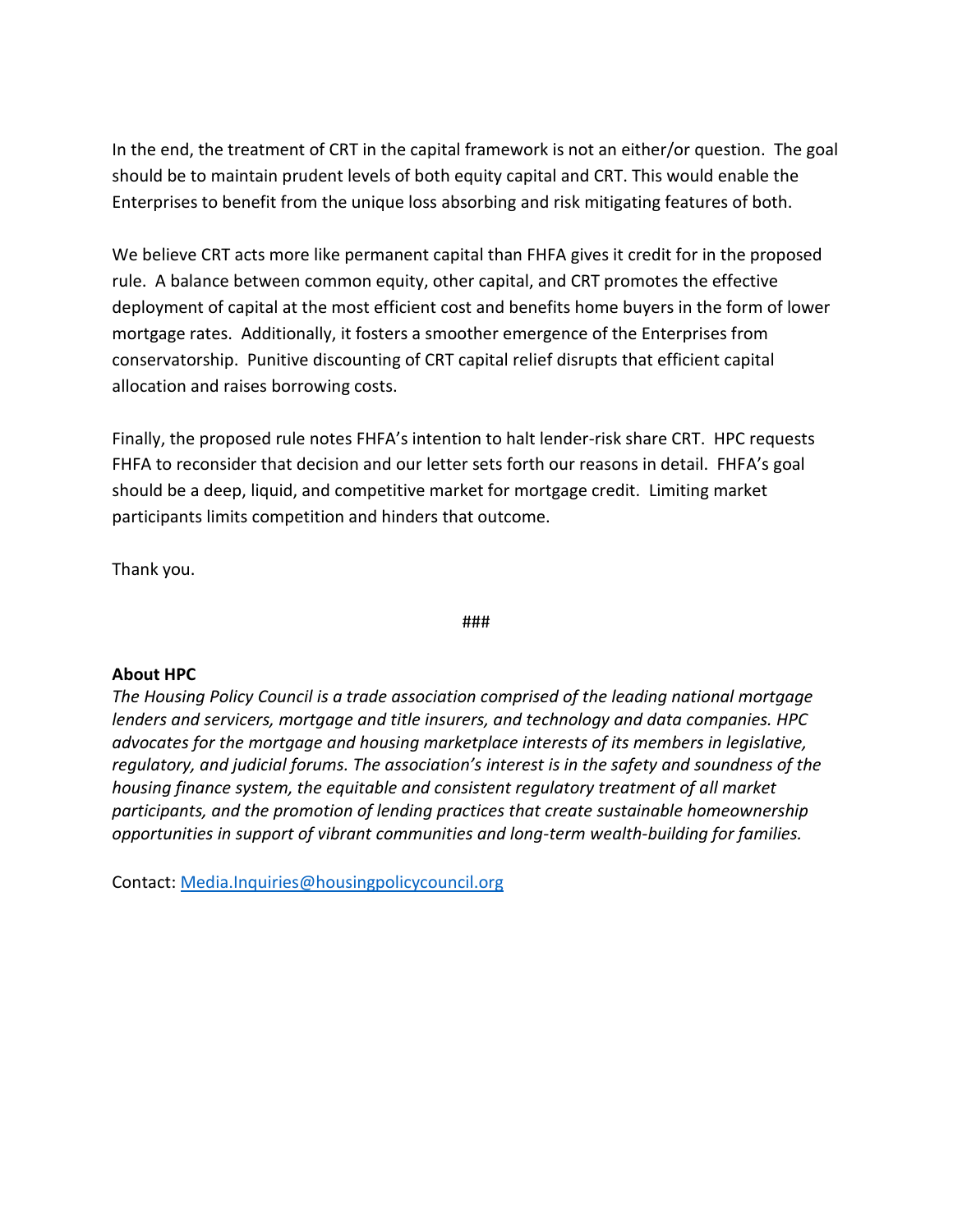In the end, the treatment of CRT in the capital framework is not an either/or question. The goal should be to maintain prudent levels of both equity capital and CRT. This would enable the Enterprises to benefit from the unique loss absorbing and risk mitigating features of both.

We believe CRT acts more like permanent capital than FHFA gives it credit for in the proposed rule. A balance between common equity, other capital, and CRT promotes the effective deployment of capital at the most efficient cost and benefits home buyers in the form of lower mortgage rates. Additionally, it fosters a smoother emergence of the Enterprises from conservatorship. Punitive discounting of CRT capital relief disrupts that efficient capital allocation and raises borrowing costs.

Finally, the proposed rule notes FHFA's intention to halt lender-risk share CRT. HPC requests FHFA to reconsider that decision and our letter sets forth our reasons in detail. FHFA's goal should be a deep, liquid, and competitive market for mortgage credit. Limiting market participants limits competition and hinders that outcome.

Thank you.

###

**About HPC**

*The Housing Policy Council is a trade association comprised of the leading national mortgage lenders and servicers, mortgage and title insurers, and technology and data companies. HPC advocates for the mortgage and housing marketplace interests of its members in legislative, regulatory, and judicial forums. The association's interest is in the safety and soundness of the housing finance system, the equitable and consistent regulatory treatment of all market participants, and the promotion of lending practices that create sustainable homeownership opportunities in support of vibrant communities and long-term wealth-building for families.*

Contact: [Media.Inquiries@housingpolicycouncil.org](mailto:Media.Inquiries@housingpolicycouncil.org)